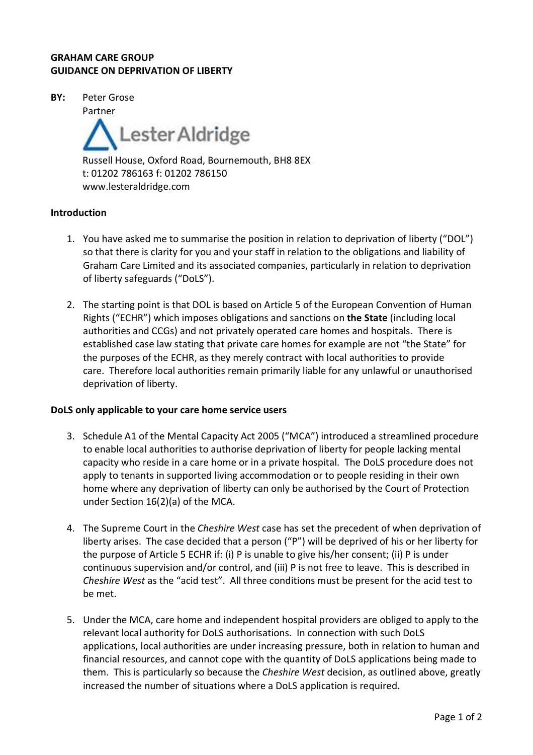**GRAHAM CARE GROUP**
**GUIDANCE ON DEPRIVATION OF LIBERTY**

**BY:** Peter Grose
Partner
Lester Aldridge
Russell House, Oxford Road, Bournemouth, BH8 8EX
t: 01202 786163 f: 01202 786150
www.lesteraldridge.com

**Introduction**

1. You have asked me to summarise the position in relation to deprivation of liberty ("DOL") so that there is clarity for you and your staff in relation to the obligations and liability of Graham Care Limited and its associated companies, particularly in relation to deprivation of liberty safeguards ("DoLS").

2. The starting point is that DOL is based on Article 5 of the European Convention of Human Rights ("ECHR") which imposes obligations and sanctions on **the State** (including local authorities and CCGs) and not privately operated care homes and hospitals. There is established case law stating that private care homes for example are not "the State" for the purposes of the ECHR, as they merely contract with local authorities to provide care. Therefore local authorities remain primarily liable for any unlawful or unauthorised deprivation of liberty.

**DoLS only applicable to your care home service users**

3. Schedule A1 of the Mental Capacity Act 2005 ("MCA") introduced a streamlined procedure to enable local authorities to authorise deprivation of liberty for people lacking mental capacity who reside in a care home or in a private hospital. The DoLS procedure does not apply to tenants in supported living accommodation or to people residing in their own home where any deprivation of liberty can only be authorised by the Court of Protection under Section 16(2)(a) of the MCA.

4. The Supreme Court in the *Cheshire West* case has set the precedent of when deprivation of liberty arises. The case decided that a person ("P") will be deprived of his or her liberty for the purpose of Article 5 ECHR if: (i) P is unable to give his/her consent; (ii) P is under continuous supervision and/or control, and (iii) P is not free to leave. This is described in *Cheshire West* as the "acid test". All three conditions must be present for the acid test to be met.

5. Under the MCA, care home and independent hospital providers are obliged to apply to the relevant local authority for DoLS authorisations. In connection with such DoLS applications, local authorities are under increasing pressure, both in relation to human and financial resources, and cannot cope with the quantity of DoLS applications being made to them. This is particularly so because the *Cheshire West* decision, as outlined above, greatly increased the number of situations where a DoLS application is required.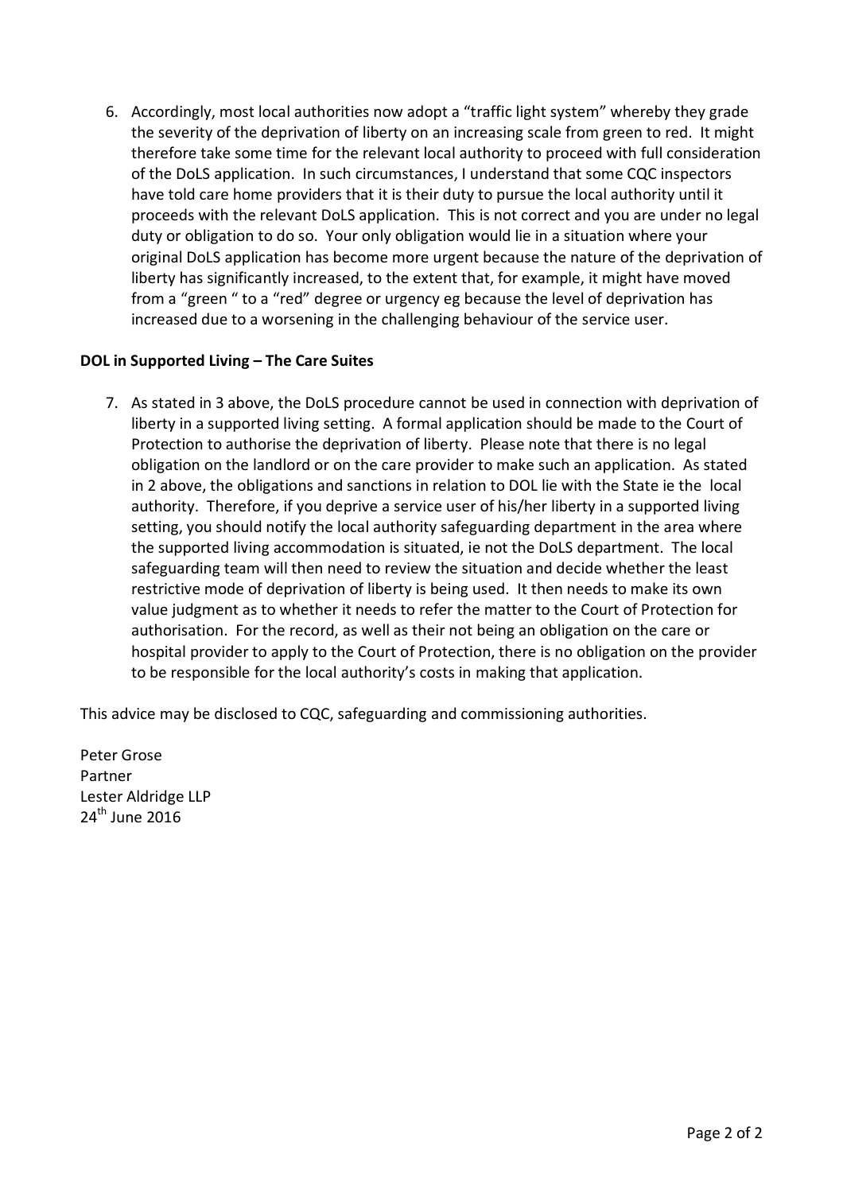6. Accordingly, most local authorities now adopt a "traffic light system" whereby they grade the severity of the deprivation of liberty on an increasing scale from green to red. It might therefore take some time for the relevant local authority to proceed with full consideration of the DoLS application. In such circumstances, I understand that some CQC inspectors have told care home providers that it is their duty to pursue the local authority until it proceeds with the relevant DoLS application. This is not correct and you are under no legal duty or obligation to do so. Your only obligation would lie in a situation where your original DoLS application has become more urgent because the nature of the deprivation of liberty has significantly increased, to the extent that, for example, it might have moved from a "green " to a "red" degree or urgency eg because the level of deprivation has increased due to a worsening in the challenging behaviour of the service user.

**DOL in Supported Living – The Care Suites**

7. As stated in 3 above, the DoLS procedure cannot be used in connection with deprivation of liberty in a supported living setting. A formal application should be made to the Court of Protection to authorise the deprivation of liberty. Please note that there is no legal obligation on the landlord or on the care provider to make such an application. As stated in 2 above, the obligations and sanctions in relation to DOL lie with the State ie the local authority. Therefore, if you deprive a service user of his/her liberty in a supported living setting, you should notify the local authority safeguarding department in the area where the supported living accommodation is situated, ie not the DoLS department. The local safeguarding team will then need to review the situation and decide whether the least restrictive mode of deprivation of liberty is being used. It then needs to make its own value judgment as to whether it needs to refer the matter to the Court of Protection for authorisation. For the record, as well as their not being an obligation on the care or hospital provider to apply to the Court of Protection, there is no obligation on the provider to be responsible for the local authority's costs in making that application.

This advice may be disclosed to CQC, safeguarding and commissioning authorities.

Peter Grose
Partner
Lester Aldridge LLP
24th June 2016